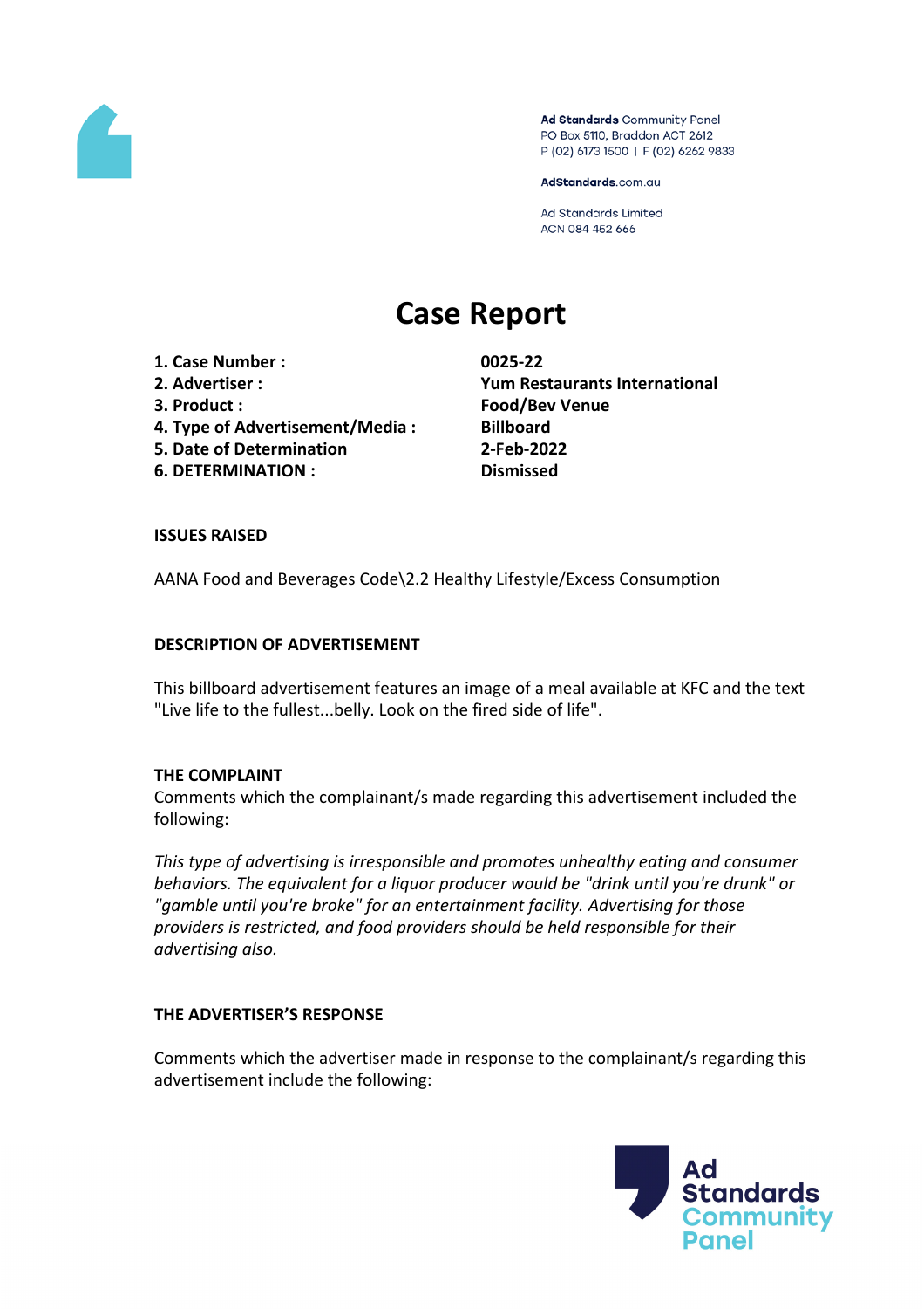Ad Standards Community Panel
PO Box 5110, Braddon ACT 2612
P (02) 6173 1500 | F (02) 6262 9833

AdStandards.com.au

Ad Standards Limited
ACN 084 452 666

# Case Report

| | |
|---|---|
| **1. Case Number :** | **0025-22** |
| **2. Advertiser :** | **Yum Restaurants International** |
| **3. Product :** | **Food/Bev Venue** |
| **4. Type of Advertisement/Media :** | **Billboard** |
| **5. Date of Determination** | **2-Feb-2022** |
| **6. DETERMINATION :** | **Dismissed** |

**ISSUES RAISED**

AANA Food and Beverages Code\2.2 Healthy Lifestyle/Excess Consumption

**DESCRIPTION OF ADVERTISEMENT**

This billboard advertisement features an image of a meal available at KFC and the text "Live life to the fullest...belly. Look on the fired side of life".

**THE COMPLAINT**

Comments which the complainant/s made regarding this advertisement included the following:

*This type of advertising is irresponsible and promotes unhealthy eating and consumer behaviors. The equivalent for a liquor producer would be "drink until you're drunk" or "gamble until you're broke" for an entertainment facility. Advertising for those providers is restricted, and food providers should be held responsible for their advertising also.*

**THE ADVERTISER'S RESPONSE**

Comments which the advertiser made in response to the complainant/s regarding this advertisement include the following: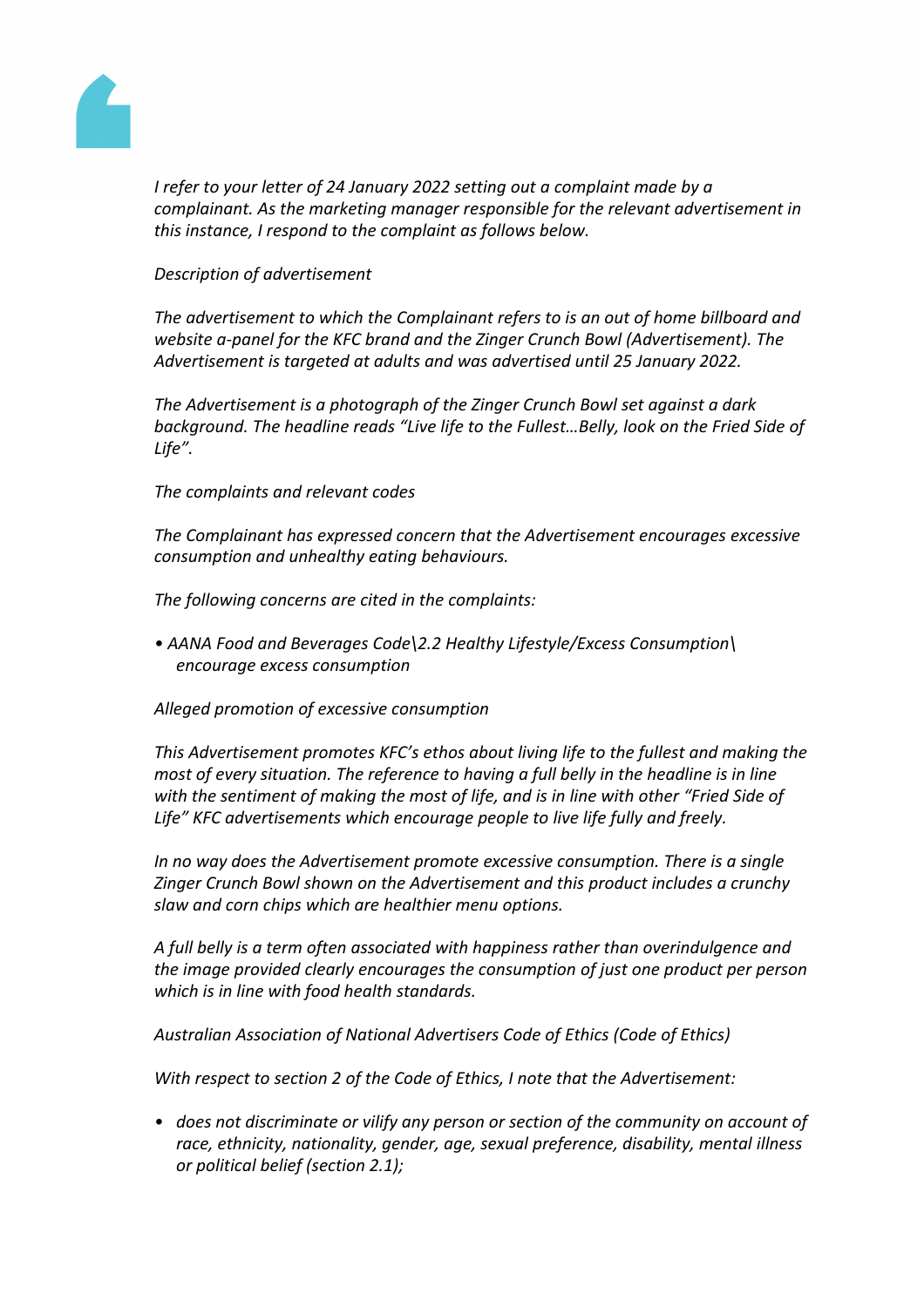*I refer to your letter of 24 January 2022 setting out a complaint made by a complainant. As the marketing manager responsible for the relevant advertisement in this instance, I respond to the complaint as follows below.*

*Description of advertisement*

*The advertisement to which the Complainant refers to is an out of home billboard and website a-panel for the KFC brand and the Zinger Crunch Bowl (Advertisement). The Advertisement is targeted at adults and was advertised until 25 January 2022.*

*The Advertisement is a photograph of the Zinger Crunch Bowl set against a dark background. The headline reads "Live life to the Fullest…Belly, look on the Fried Side of Life".*

*The complaints and relevant codes*

*The Complainant has expressed concern that the Advertisement encourages excessive consumption and unhealthy eating behaviours.*

*The following concerns are cited in the complaints:*

- *AANA Food and Beverages Code\2.2 Healthy Lifestyle/Excess Consumption\ encourage excess consumption*

*Alleged promotion of excessive consumption*

*This Advertisement promotes KFC's ethos about living life to the fullest and making the most of every situation. The reference to having a full belly in the headline is in line with the sentiment of making the most of life, and is in line with other "Fried Side of Life" KFC advertisements which encourage people to live life fully and freely.*

*In no way does the Advertisement promote excessive consumption. There is a single Zinger Crunch Bowl shown on the Advertisement and this product includes a crunchy slaw and corn chips which are healthier menu options.*

*A full belly is a term often associated with happiness rather than overindulgence and the image provided clearly encourages the consumption of just one product per person which is in line with food health standards.*

*Australian Association of National Advertisers Code of Ethics (Code of Ethics)*

*With respect to section 2 of the Code of Ethics, I note that the Advertisement:*

- *does not discriminate or vilify any person or section of the community on account of race, ethnicity, nationality, gender, age, sexual preference, disability, mental illness or political belief (section 2.1);*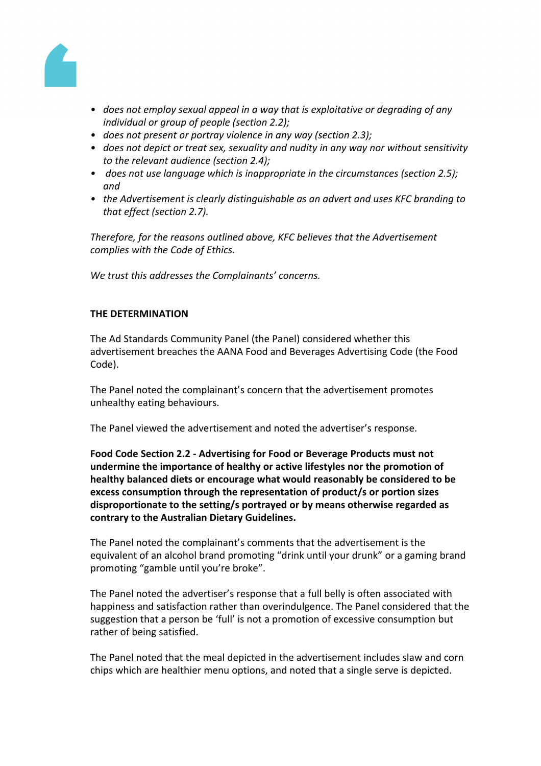- *does not employ sexual appeal in a way that is exploitative or degrading of any individual or group of people (section 2.2);*
- *does not present or portray violence in any way (section 2.3);*
- *does not depict or treat sex, sexuality and nudity in any way nor without sensitivity to the relevant audience (section 2.4);*
- *does not use language which is inappropriate in the circumstances (section 2.5); and*
- *the Advertisement is clearly distinguishable as an advert and uses KFC branding to that effect (section 2.7).*

*Therefore, for the reasons outlined above, KFC believes that the Advertisement complies with the Code of Ethics.*

*We trust this addresses the Complainants' concerns.*

**THE DETERMINATION**

The Ad Standards Community Panel (the Panel) considered whether this advertisement breaches the AANA Food and Beverages Advertising Code (the Food Code).

The Panel noted the complainant's concern that the advertisement promotes unhealthy eating behaviours.

The Panel viewed the advertisement and noted the advertiser's response.

**Food Code Section 2.2 - Advertising for Food or Beverage Products must not undermine the importance of healthy or active lifestyles nor the promotion of healthy balanced diets or encourage what would reasonably be considered to be excess consumption through the representation of product/s or portion sizes disproportionate to the setting/s portrayed or by means otherwise regarded as contrary to the Australian Dietary Guidelines.**

The Panel noted the complainant's comments that the advertisement is the equivalent of an alcohol brand promoting "drink until your drunk" or a gaming brand promoting "gamble until you're broke".

The Panel noted the advertiser's response that a full belly is often associated with happiness and satisfaction rather than overindulgence. The Panel considered that the suggestion that a person be 'full' is not a promotion of excessive consumption but rather of being satisfied.

The Panel noted that the meal depicted in the advertisement includes slaw and corn chips which are healthier menu options, and noted that a single serve is depicted.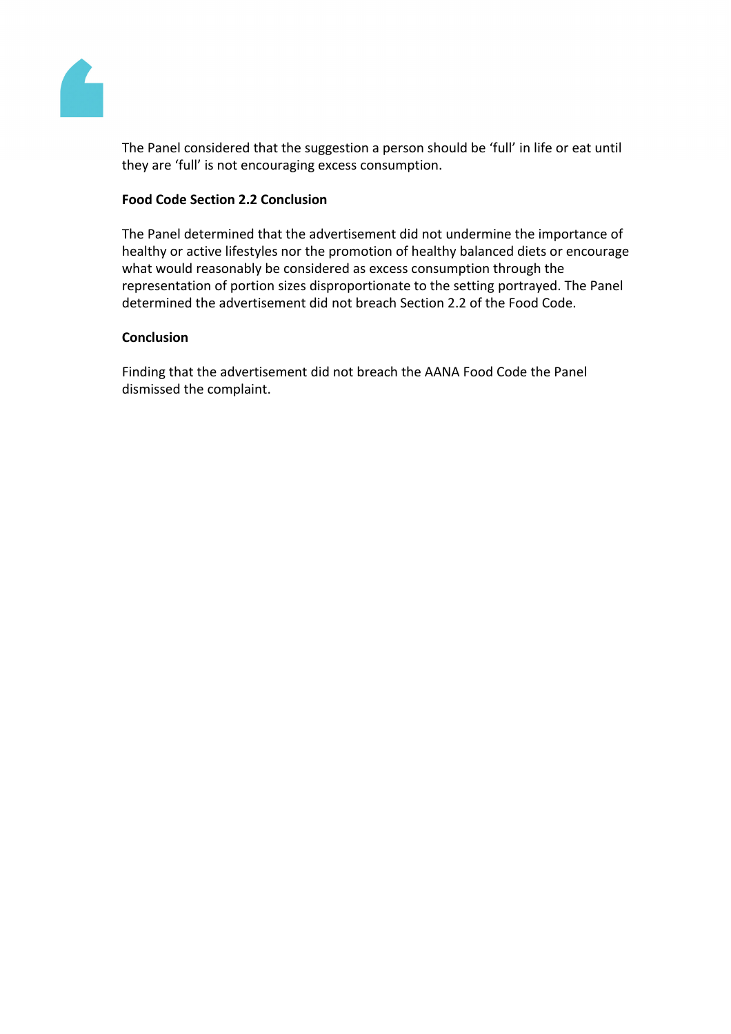The Panel considered that the suggestion a person should be 'full' in life or eat until they are 'full' is not encouraging excess consumption.

**Food Code Section 2.2 Conclusion**

The Panel determined that the advertisement did not undermine the importance of healthy or active lifestyles nor the promotion of healthy balanced diets or encourage what would reasonably be considered as excess consumption through the representation of portion sizes disproportionate to the setting portrayed. The Panel determined the advertisement did not breach Section 2.2 of the Food Code.

**Conclusion**

Finding that the advertisement did not breach the AANA Food Code the Panel dismissed the complaint.